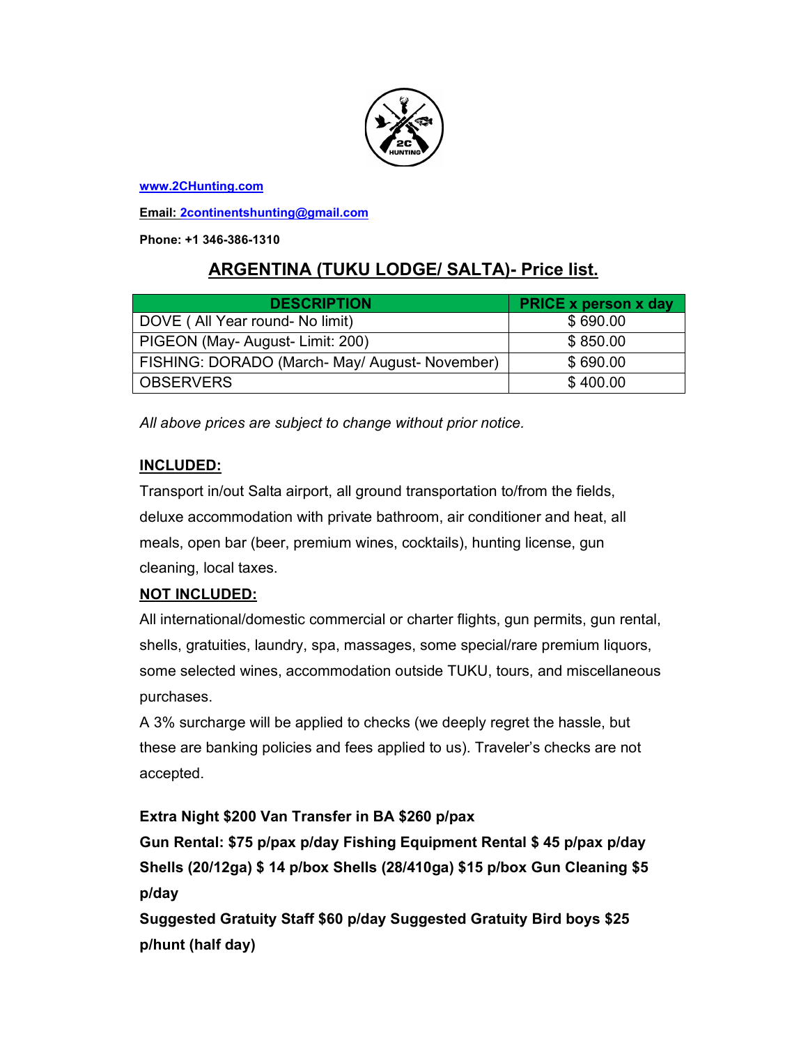www.2CHunting.com

**Email: 2continentshunting@gmail.com**

**Phone: +1 346-386-1310**

## ARGENTINA (TUKU LODGE/ SALTA)- Price list.

| DESCRIPTION | PRICE x person x day |
|---|---|
| DOVE ( All Year round- No limit) | $ 690.00 |
| PIGEON (May- August- Limit: 200) | $ 850.00 |
| FISHING: DORADO (March- May/ August- November) | $ 690.00 |
| OBSERVERS | $ 400.00 |

*All above prices are subject to change without prior notice.*

**INCLUDED:**

Transport in/out Salta airport, all ground transportation to/from the fields, deluxe accommodation with private bathroom, air conditioner and heat, all meals, open bar (beer, premium wines, cocktails), hunting license, gun cleaning, local taxes.

**NOT INCLUDED:**

All international/domestic commercial or charter flights, gun permits, gun rental, shells, gratuities, laundry, spa, massages, some special/rare premium liquors, some selected wines, accommodation outside TUKU, tours, and miscellaneous purchases.

A 3% surcharge will be applied to checks (we deeply regret the hassle, but these are banking policies and fees applied to us). Traveler's checks are not accepted.

**Extra Night $200 Van Transfer in BA $260 p/pax**

**Gun Rental: $75 p/pax p/day Fishing Equipment Rental $ 45 p/pax p/day**

**Shells (20/12ga) $ 14 p/box Shells (28/410ga) $15 p/box Gun Cleaning $5 p/day**

**Suggested Gratuity Staff $60 p/day Suggested Gratuity Bird boys $25 p/hunt (half day)**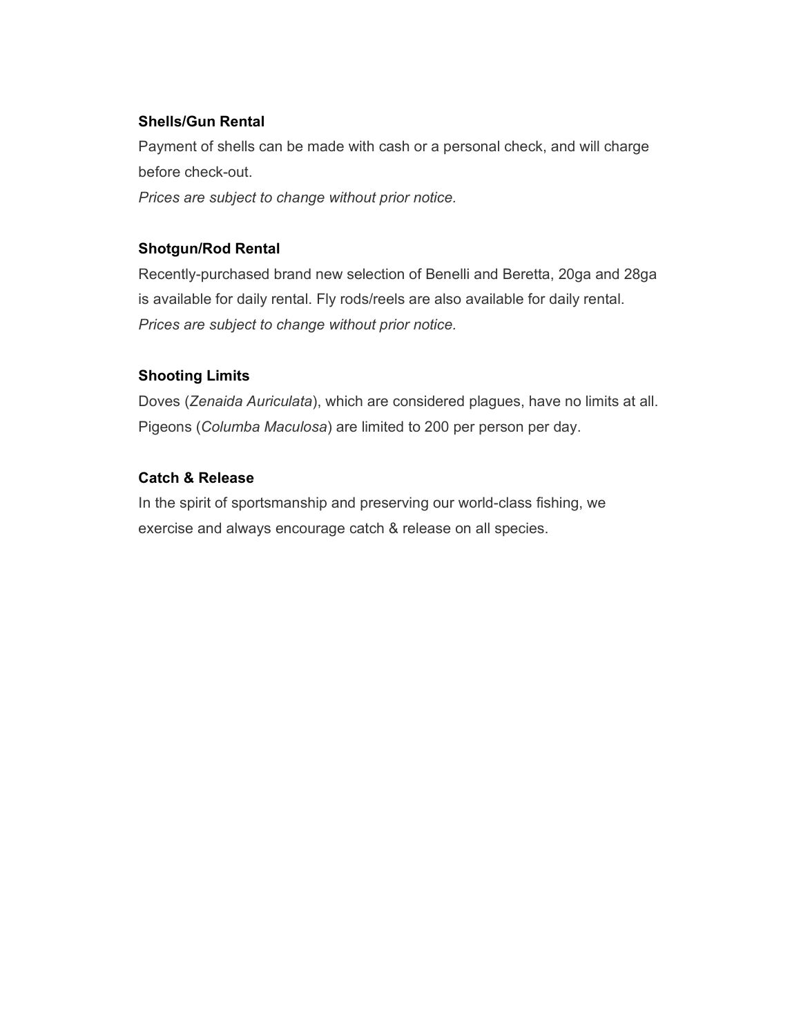**Shells/Gun Rental**

Payment of shells can be made with cash or a personal check, and will charge before check-out.

*Prices are subject to change without prior notice.*

**Shotgun/Rod Rental**

Recently-purchased brand new selection of Benelli and Beretta, 20ga and 28ga is available for daily rental. Fly rods/reels are also available for daily rental.

*Prices are subject to change without prior notice.*

**Shooting Limits**

Doves (*Zenaida Auriculata*), which are considered plagues, have no limits at all. Pigeons (*Columba Maculosa*) are limited to 200 per person per day.

**Catch & Release**

In the spirit of sportsmanship and preserving our world-class fishing, we exercise and always encourage catch & release on all species.